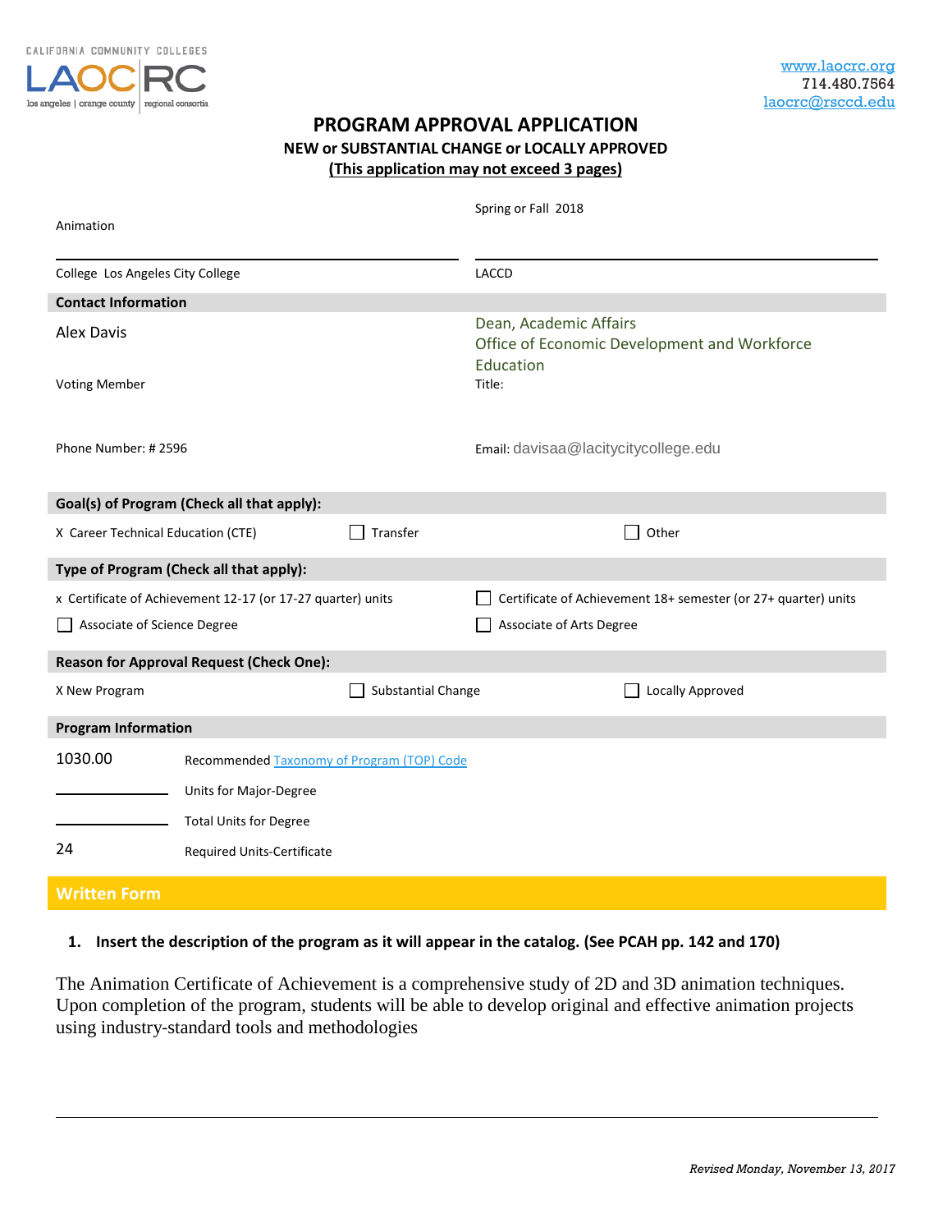CALIFORNIA COMMUNITY COLLEGES
LAOCRC
los angeles | orange county | regional consortia

www.laocrc.org
714.480.7564
laocrc@rsccd.edu

# PROGRAM APPROVAL APPLICATION

**NEW or SUBSTANTIAL CHANGE or LOCALLY APPROVED**

**(This application may not exceed 3 pages)**

Animation

Spring or Fall 2018

College Los Angeles City College

LACCD

## Contact Information

Alex Davis

Voting Member

Dean, Academic Affairs
Office of Economic Development and Workforce Education
Title:

Phone Number: # 2596

Email: davisaa@lacitycitycollege.edu

## Goal(s) of Program (Check all that apply):

X Career Technical Education (CTE) ☐ Transfer ☐ Other

## Type of Program (Check all that apply):

x Certificate of Achievement 12-17 (or 17-27 quarter) units

☐ Certificate of Achievement 18+ semester (or 27+ quarter) units

☐ Associate of Science Degree

☐ Associate of Arts Degree

## Reason for Approval Request (Check One):

X New Program ☐ Substantial Change ☐ Locally Approved

## Program Information

| | |
|---|---|
| 1030.00 | Recommended Taxonomy of Program (TOP) Code |
| ________ | Units for Major-Degree |
| ________ | Total Units for Degree |
| 24 | Required Units-Certificate |

## Written Form

**1. Insert the description of the program as it will appear in the catalog. (See PCAH pp. 142 and 170)**

The Animation Certificate of Achievement is a comprehensive study of 2D and 3D animation techniques. Upon completion of the program, students will be able to develop original and effective animation projects using industry-standard tools and methodologies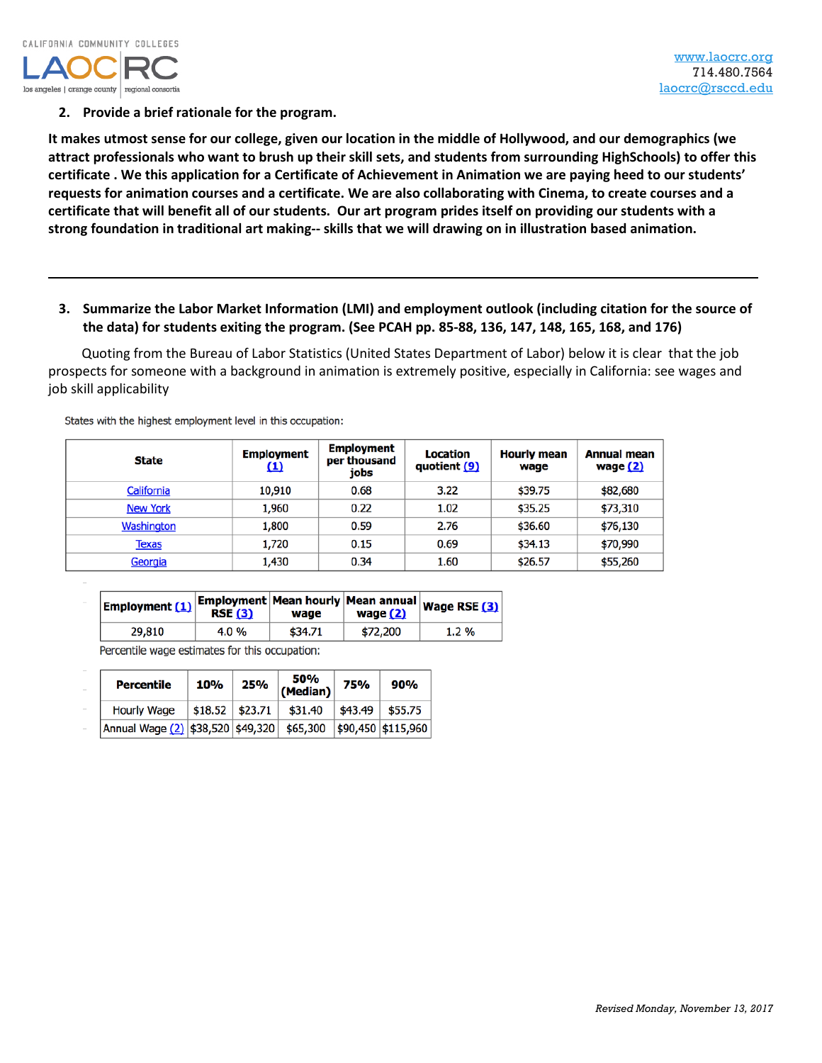2. **Provide a brief rationale for the program.**

**It makes utmost sense for our college, given our location in the middle of Hollywood, and our demographics (we attract professionals who want to brush up their skill sets, and students from surrounding HighSchools) to offer this certificate . We this application for a Certificate of Achievement in Animation we are paying heed to our students' requests for animation courses and a certificate. We are also collaborating with Cinema, to create courses and a certificate that will benefit all of our students. Our art program prides itself on providing our students with a strong foundation in traditional art making-- skills that we will drawing on in illustration based animation.**

---

3. **Summarize the Labor Market Information (LMI) and employment outlook (including citation for the source of the data) for students exiting the program. (See PCAH pp. 85-88, 136, 147, 148, 165, 168, and 176)**

Quoting from the Bureau of Labor Statistics (United States Department of Labor) below it is clear that the job prospects for someone with a background in animation is extremely positive, especially in California: see wages and job skill applicability

States with the highest employment level in this occupation:

| State | Employment (1) | Employment per thousand jobs | Location quotient (9) | Hourly mean wage | Annual mean wage (2) |
|---|---|---|---|---|---|
| California | 10,910 | 0.68 | 3.22 | $39.75 | $82,680 |
| New York | 1,960 | 0.22 | 1.02 | $35.25 | $73,310 |
| Washington | 1,800 | 0.59 | 2.76 | $36.60 | $76,130 |
| Texas | 1,720 | 0.15 | 0.69 | $34.13 | $70,990 |
| Georgia | 1,430 | 0.34 | 1.60 | $26.57 | $55,260 |

| Employment (1) | Employment RSE (3) | Mean hourly wage | Mean annual wage (2) | Wage RSE (3) |
|---|---|---|---|---|
| 29,810 | 4.0 % | $34.71 | $72,200 | 1.2 % |

Percentile wage estimates for this occupation:

| Percentile | 10% | 25% | 50% (Median) | 75% | 90% |
|---|---|---|---|---|---|
| Hourly Wage | $18.52 | $23.71 | $31.40 | $43.49 | $55.75 |
| Annual Wage (2) | $38,520 | $49,320 | $65,300 | $90,450 | $115,960 |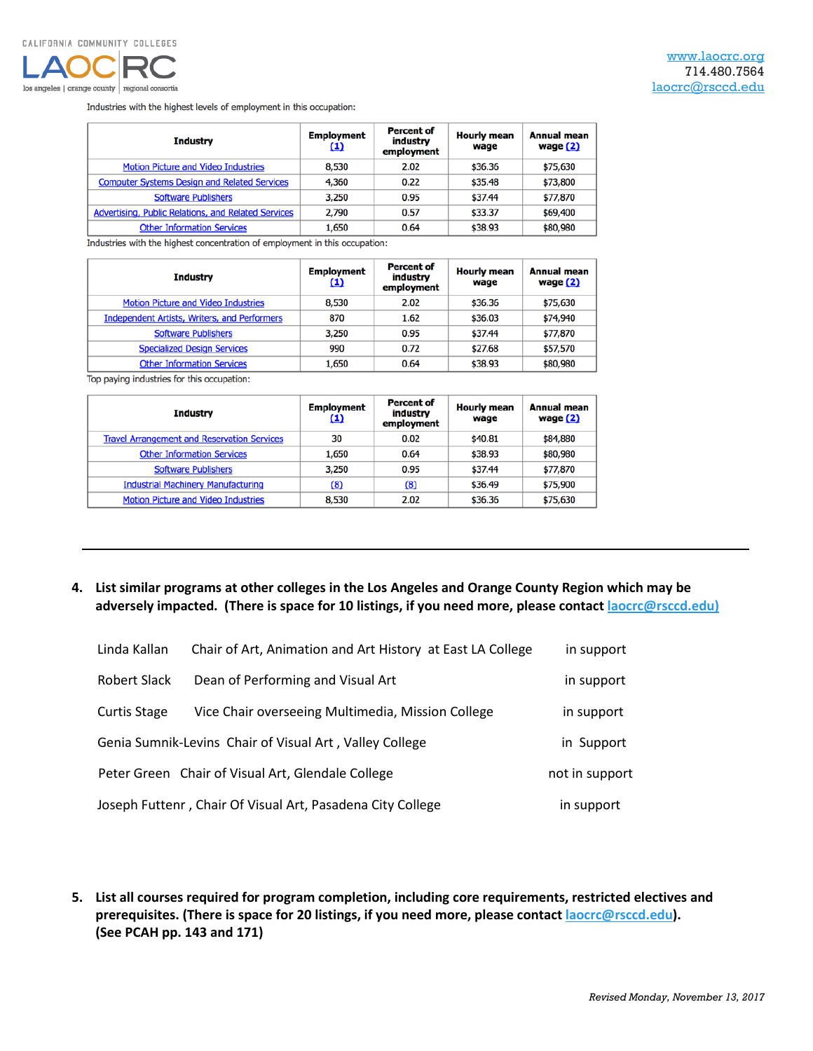Industries with the highest levels of employment in this occupation:

| Industry | Employment (1) | Percent of industry employment | Hourly mean wage | Annual mean wage (2) |
|---|---|---|---|---|
| Motion Picture and Video Industries | 8,530 | 2.02 | $36.36 | $75,630 |
| Computer Systems Design and Related Services | 4,360 | 0.22 | $35.48 | $73,800 |
| Software Publishers | 3,250 | 0.95 | $37.44 | $77,870 |
| Advertising, Public Relations, and Related Services | 2,790 | 0.57 | $33.37 | $69,400 |
| Other Information Services | 1,650 | 0.64 | $38.93 | $80,980 |

Industries with the highest concentration of employment in this occupation:

| Industry | Employment (1) | Percent of industry employment | Hourly mean wage | Annual mean wage (2) |
|---|---|---|---|---|
| Motion Picture and Video Industries | 8,530 | 2.02 | $36.36 | $75,630 |
| Independent Artists, Writers, and Performers | 870 | 1.62 | $36.03 | $74,940 |
| Software Publishers | 3,250 | 0.95 | $37.44 | $77,870 |
| Specialized Design Services | 990 | 0.72 | $27.68 | $57,570 |
| Other Information Services | 1,650 | 0.64 | $38.93 | $80,980 |

Top paying industries for this occupation:

| Industry | Employment (1) | Percent of industry employment | Hourly mean wage | Annual mean wage (2) |
|---|---|---|---|---|
| Travel Arrangement and Reservation Services | 30 | 0.02 | $40.81 | $84,880 |
| Other Information Services | 1,650 | 0.64 | $38.93 | $80,980 |
| Software Publishers | 3,250 | 0.95 | $37.44 | $77,870 |
| Industrial Machinery Manufacturing | (8) | (8) | $36.49 | $75,900 |
| Motion Picture and Video Industries | 8,530 | 2.02 | $36.36 | $75,630 |

---

**4. List similar programs at other colleges in the Los Angeles and Orange County Region which may be adversely impacted. (There is space for 10 listings, if you need more, please contact laocrc@rsccd.edu)**

Linda Kallan Chair of Art, Animation and Art History at East LA College in support

Robert Slack Dean of Performing and Visual Art in support

Curtis Stage Vice Chair overseeing Multimedia, Mission College in support

Genia Sumnik-Levins Chair of Visual Art , Valley College in Support

Peter Green Chair of Visual Art, Glendale College not in support

Joseph Futtenr , Chair Of Visual Art, Pasadena City College in support

**5. List all courses required for program completion, including core requirements, restricted electives and prerequisites. (There is space for 20 listings, if you need more, please contact laocrc@rsccd.edu). (See PCAH pp. 143 and 171)**

*Revised Monday, November 13, 2017*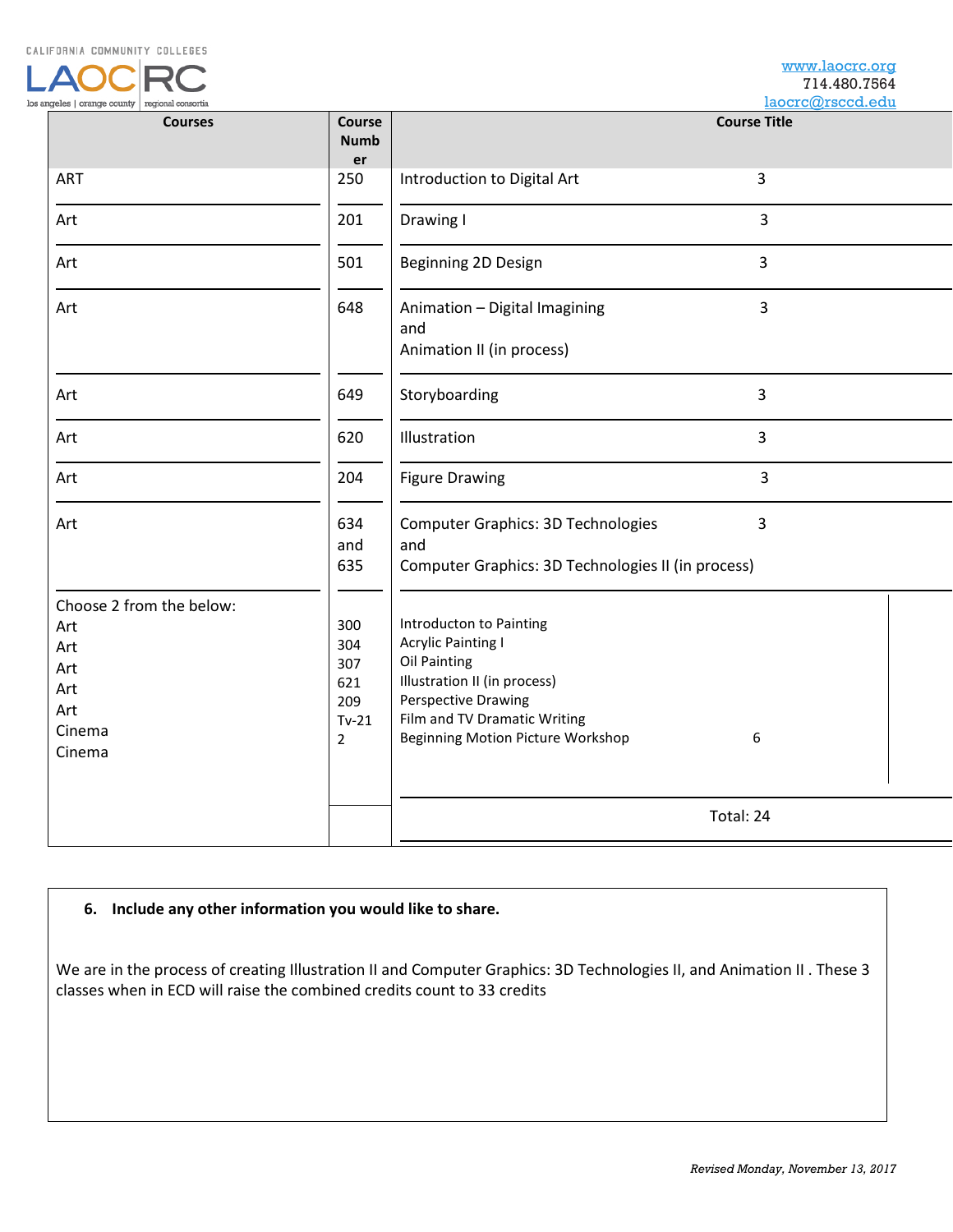| Courses | Course Number | Course Title | |
|---|---|---|---|
| ART | 250 | Introduction to Digital Art | 3 |
| Art | 201 | Drawing I | 3 |
| Art | 501 | Beginning 2D Design | 3 |
| Art | 648 | Animation – Digital Imagining and Animation II (in process) | 3 |
| Art | 649 | Storyboarding | 3 |
| Art | 620 | Illustration | 3 |
| Art | 204 | Figure Drawing | 3 |
| Art | 634 and 635 | Computer Graphics: 3D Technologies and Computer Graphics: 3D Technologies II (in process) | 3 |
| Choose 2 from the below:<br>Art<br>Art<br>Art<br>Art<br>Art<br>Cinema<br>Cinema | 300<br>304<br>307<br>621<br>209<br>Tv-21<br>2 | Introducton to Painting<br>Acrylic Painting I<br>Oil Painting<br>Illustration II (in process)<br>Perspective Drawing<br>Film and TV Dramatic Writing<br>Beginning Motion Picture Workshop | 6 |
| | | | Total: 24 |

**6. Include any other information you would like to share.**

We are in the process of creating Illustration II and Computer Graphics: 3D Technologies II, and Animation II . These 3 classes when in ECD will raise the combined credits count to 33 credits